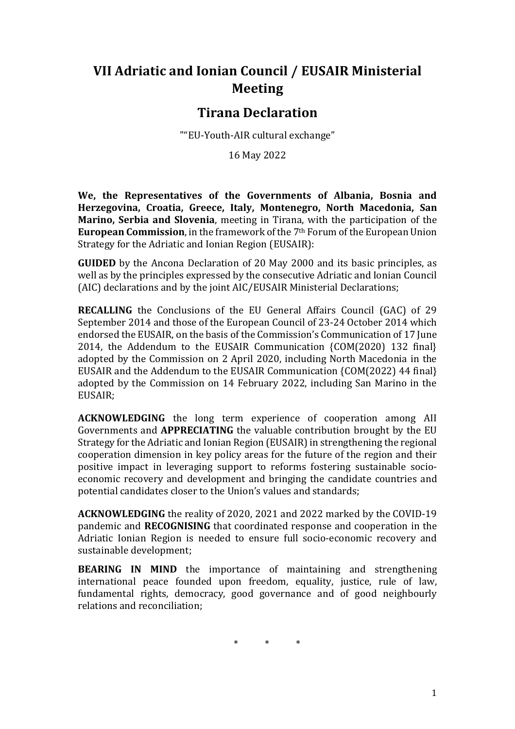# VII Adriatic and Ionian Council / EUSAIR Ministerial Meeting

## Tirana Declaration

""EU-Youth-AIR cultural exchange"

16 May 2022

**We, the Representatives of the Governments of Albania, Bosnia and Herzegovina, Croatia, Greece, Italy, Montenegro, North Macedonia, San Marino, Serbia and Slovenia**, meeting in Tirana, with the participation of the **European Commission**, in the framework of the 7th Forum of the European Union Strategy for the Adriatic and Ionian Region (EUSAIR):

**GUIDED** by the Ancona Declaration of 20 May 2000 and its basic principles, as well as by the principles expressed by the consecutive Adriatic and Ionian Council (AIC) declarations and by the joint AIC/EUSAIR Ministerial Declarations;

**RECALLING** the Conclusions of the EU General Affairs Council (GAC) of 29 September 2014 and those of the European Council of 23-24 October 2014 which endorsed the EUSAIR, on the basis of the Commission's Communication of 17 June 2014, the Addendum to the EUSAIR Communication {COM(2020) 132 final} adopted by the Commission on 2 April 2020, including North Macedonia in the EUSAIR and the Addendum to the EUSAIR Communication {COM(2022) 44 final} adopted by the Commission on 14 February 2022, including San Marino in the EUSAIR;

**ACKNOWLEDGING** the long term experience of cooperation among AII Governments and **APPRECIATING** the valuable contribution brought by the EU Strategy for the Adriatic and Ionian Region (EUSAIR) in strengthening the regional cooperation dimension in key policy areas for the future of the region and their positive impact in leveraging support to reforms fostering sustainable socio-economic recovery and development and bringing the candidate countries and potential candidates closer to the Union's values and standards;

**ACKNOWLEDGING** the reality of 2020, 2021 and 2022 marked by the COVID-19 pandemic and **RECOGNISING** that coordinated response and cooperation in the Adriatic Ionian Region is needed to ensure full socio-economic recovery and sustainable development;

**BEARING IN MIND** the importance of maintaining and strengthening international peace founded upon freedom, equality, justice, rule of law, fundamental rights, democracy, good governance and of good neighbourly relations and reconciliation;

\* \* \*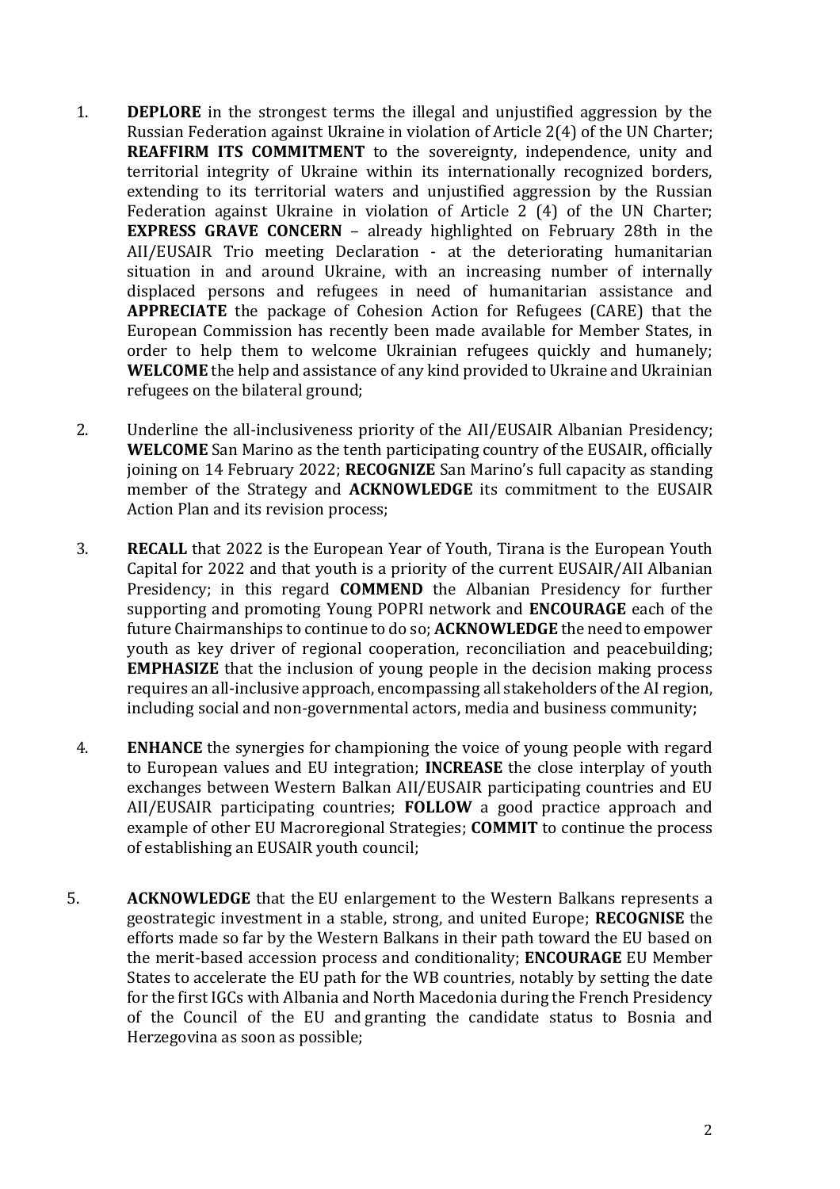1. **DEPLORE** in the strongest terms the illegal and unjustified aggression by the Russian Federation against Ukraine in violation of Article 2(4) of the UN Charter; **REAFFIRM ITS COMMITMENT** to the sovereignty, independence, unity and territorial integrity of Ukraine within its internationally recognized borders, extending to its territorial waters and unjustified aggression by the Russian Federation against Ukraine in violation of Article 2 (4) of the UN Charter; **EXPRESS GRAVE CONCERN** – already highlighted on February 28th in the AII/EUSAIR Trio meeting Declaration - at the deteriorating humanitarian situation in and around Ukraine, with an increasing number of internally displaced persons and refugees in need of humanitarian assistance and **APPRECIATE** the package of Cohesion Action for Refugees (CARE) that the European Commission has recently been made available for Member States, in order to help them to welcome Ukrainian refugees quickly and humanely; **WELCOME** the help and assistance of any kind provided to Ukraine and Ukrainian refugees on the bilateral ground;

2. Underline the all-inclusiveness priority of the AII/EUSAIR Albanian Presidency; **WELCOME** San Marino as the tenth participating country of the EUSAIR, officially joining on 14 February 2022; **RECOGNIZE** San Marino's full capacity as standing member of the Strategy and **ACKNOWLEDGE** its commitment to the EUSAIR Action Plan and its revision process;

3. **RECALL** that 2022 is the European Year of Youth, Tirana is the European Youth Capital for 2022 and that youth is a priority of the current EUSAIR/AII Albanian Presidency; in this regard **COMMEND** the Albanian Presidency for further supporting and promoting Young POPRI network and **ENCOURAGE** each of the future Chairmanships to continue to do so; **ACKNOWLEDGE** the need to empower youth as key driver of regional cooperation, reconciliation and peacebuilding; **EMPHASIZE** that the inclusion of young people in the decision making process requires an all-inclusive approach, encompassing all stakeholders of the AI region, including social and non-governmental actors, media and business community;

4. **ENHANCE** the synergies for championing the voice of young people with regard to European values and EU integration; **INCREASE** the close interplay of youth exchanges between Western Balkan AII/EUSAIR participating countries and EU AII/EUSAIR participating countries; **FOLLOW** a good practice approach and example of other EU Macroregional Strategies; **COMMIT** to continue the process of establishing an EUSAIR youth council;

5. **ACKNOWLEDGE** that the EU enlargement to the Western Balkans represents a geostrategic investment in a stable, strong, and united Europe; **RECOGNISE** the efforts made so far by the Western Balkans in their path toward the EU based on the merit-based accession process and conditionality; **ENCOURAGE** EU Member States to accelerate the EU path for the WB countries, notably by setting the date for the first IGCs with Albania and North Macedonia during the French Presidency of the Council of the EU and granting the candidate status to Bosnia and Herzegovina as soon as possible;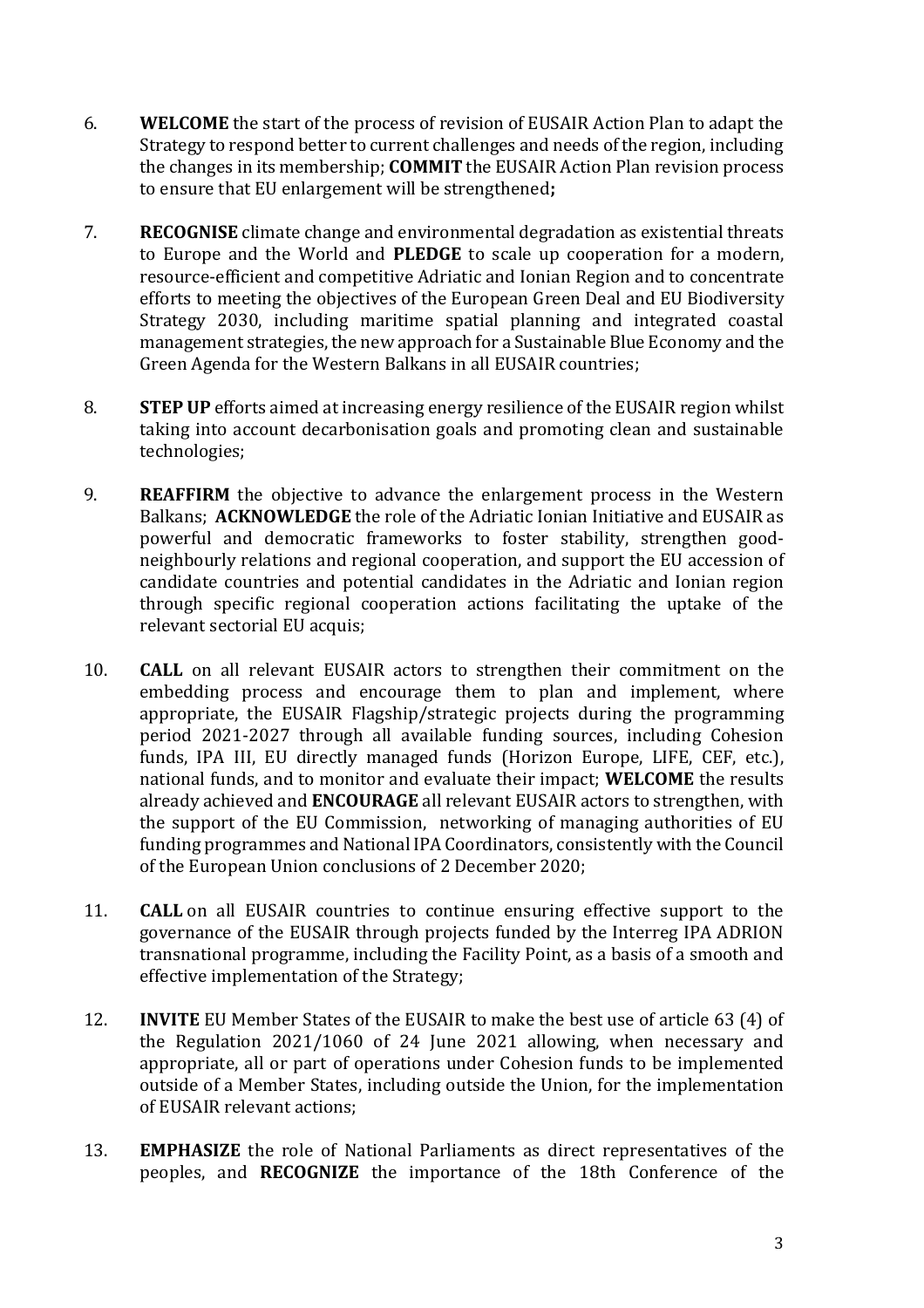6. **WELCOME** the start of the process of revision of EUSAIR Action Plan to adapt the Strategy to respond better to current challenges and needs of the region, including the changes in its membership; **COMMIT** the EUSAIR Action Plan revision process to ensure that EU enlargement will be strengthened**;**

7. **RECOGNISE** climate change and environmental degradation as existential threats to Europe and the World and **PLEDGE** to scale up cooperation for a modern, resource-efficient and competitive Adriatic and Ionian Region and to concentrate efforts to meeting the objectives of the European Green Deal and EU Biodiversity Strategy 2030, including maritime spatial planning and integrated coastal management strategies, the new approach for a Sustainable Blue Economy and the Green Agenda for the Western Balkans in all EUSAIR countries;

8. **STEP UP** efforts aimed at increasing energy resilience of the EUSAIR region whilst taking into account decarbonisation goals and promoting clean and sustainable technologies;

9. **REAFFIRM** the objective to advance the enlargement process in the Western Balkans; **ACKNOWLEDGE** the role of the Adriatic Ionian Initiative and EUSAIR as powerful and democratic frameworks to foster stability, strengthen good-neighbourly relations and regional cooperation, and support the EU accession of candidate countries and potential candidates in the Adriatic and Ionian region through specific regional cooperation actions facilitating the uptake of the relevant sectorial EU acquis;

10. **CALL** on all relevant EUSAIR actors to strengthen their commitment on the embedding process and encourage them to plan and implement, where appropriate, the EUSAIR Flagship/strategic projects during the programming period 2021-2027 through all available funding sources, including Cohesion funds, IPA III, EU directly managed funds (Horizon Europe, LIFE, CEF, etc.), national funds, and to monitor and evaluate their impact; **WELCOME** the results already achieved and **ENCOURAGE** all relevant EUSAIR actors to strengthen, with the support of the EU Commission, networking of managing authorities of EU funding programmes and National IPA Coordinators, consistently with the Council of the European Union conclusions of 2 December 2020;

11. **CALL** on all EUSAIR countries to continue ensuring effective support to the governance of the EUSAIR through projects funded by the Interreg IPA ADRION transnational programme, including the Facility Point, as a basis of a smooth and effective implementation of the Strategy;

12. **INVITE** EU Member States of the EUSAIR to make the best use of article 63 (4) of the Regulation 2021/1060 of 24 June 2021 allowing, when necessary and appropriate, all or part of operations under Cohesion funds to be implemented outside of a Member States, including outside the Union, for the implementation of EUSAIR relevant actions;

13. **EMPHASIZE** the role of National Parliaments as direct representatives of the peoples, and **RECOGNIZE** the importance of the 18th Conference of the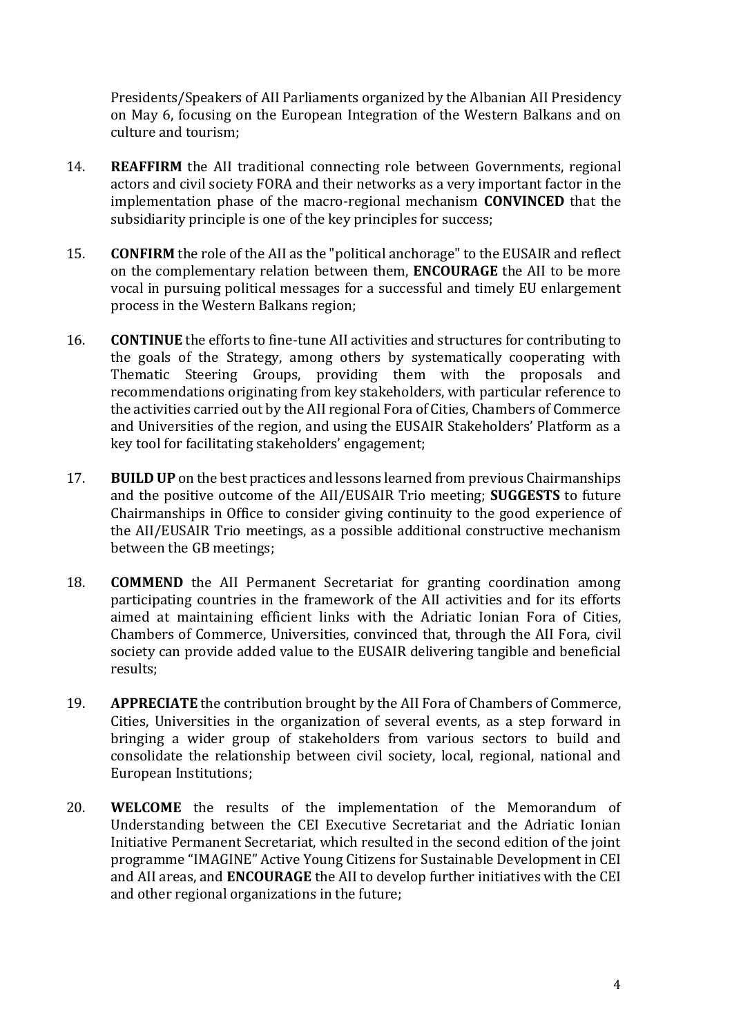Presidents/Speakers of AII Parliaments organized by the Albanian AII Presidency on May 6, focusing on the European Integration of the Western Balkans and on culture and tourism;

14. **REAFFIRM** the AII traditional connecting role between Governments, regional actors and civil society FORA and their networks as a very important factor in the implementation phase of the macro-regional mechanism **CONVINCED** that the subsidiarity principle is one of the key principles for success;

15. **CONFIRM** the role of the AII as the "political anchorage" to the EUSAIR and reflect on the complementary relation between them, **ENCOURAGE** the AII to be more vocal in pursuing political messages for a successful and timely EU enlargement process in the Western Balkans region;

16. **CONTINUE** the efforts to fine-tune AII activities and structures for contributing to the goals of the Strategy, among others by systematically cooperating with Thematic Steering Groups, providing them with the proposals and recommendations originating from key stakeholders, with particular reference to the activities carried out by the AII regional Fora of Cities, Chambers of Commerce and Universities of the region, and using the EUSAIR Stakeholders' Platform as a key tool for facilitating stakeholders' engagement;

17. **BUILD UP** on the best practices and lessons learned from previous Chairmanships and the positive outcome of the AII/EUSAIR Trio meeting; **SUGGESTS** to future Chairmanships in Office to consider giving continuity to the good experience of the AII/EUSAIR Trio meetings, as a possible additional constructive mechanism between the GB meetings;

18. **COMMEND** the AII Permanent Secretariat for granting coordination among participating countries in the framework of the AII activities and for its efforts aimed at maintaining efficient links with the Adriatic Ionian Fora of Cities, Chambers of Commerce, Universities, convinced that, through the AII Fora, civil society can provide added value to the EUSAIR delivering tangible and beneficial results;

19. **APPRECIATE** the contribution brought by the AII Fora of Chambers of Commerce, Cities, Universities in the organization of several events, as a step forward in bringing a wider group of stakeholders from various sectors to build and consolidate the relationship between civil society, local, regional, national and European Institutions;

20. **WELCOME** the results of the implementation of the Memorandum of Understanding between the CEI Executive Secretariat and the Adriatic Ionian Initiative Permanent Secretariat, which resulted in the second edition of the joint programme "IMAGINE" Active Young Citizens for Sustainable Development in CEI and AII areas, and **ENCOURAGE** the AII to develop further initiatives with the CEI and other regional organizations in the future;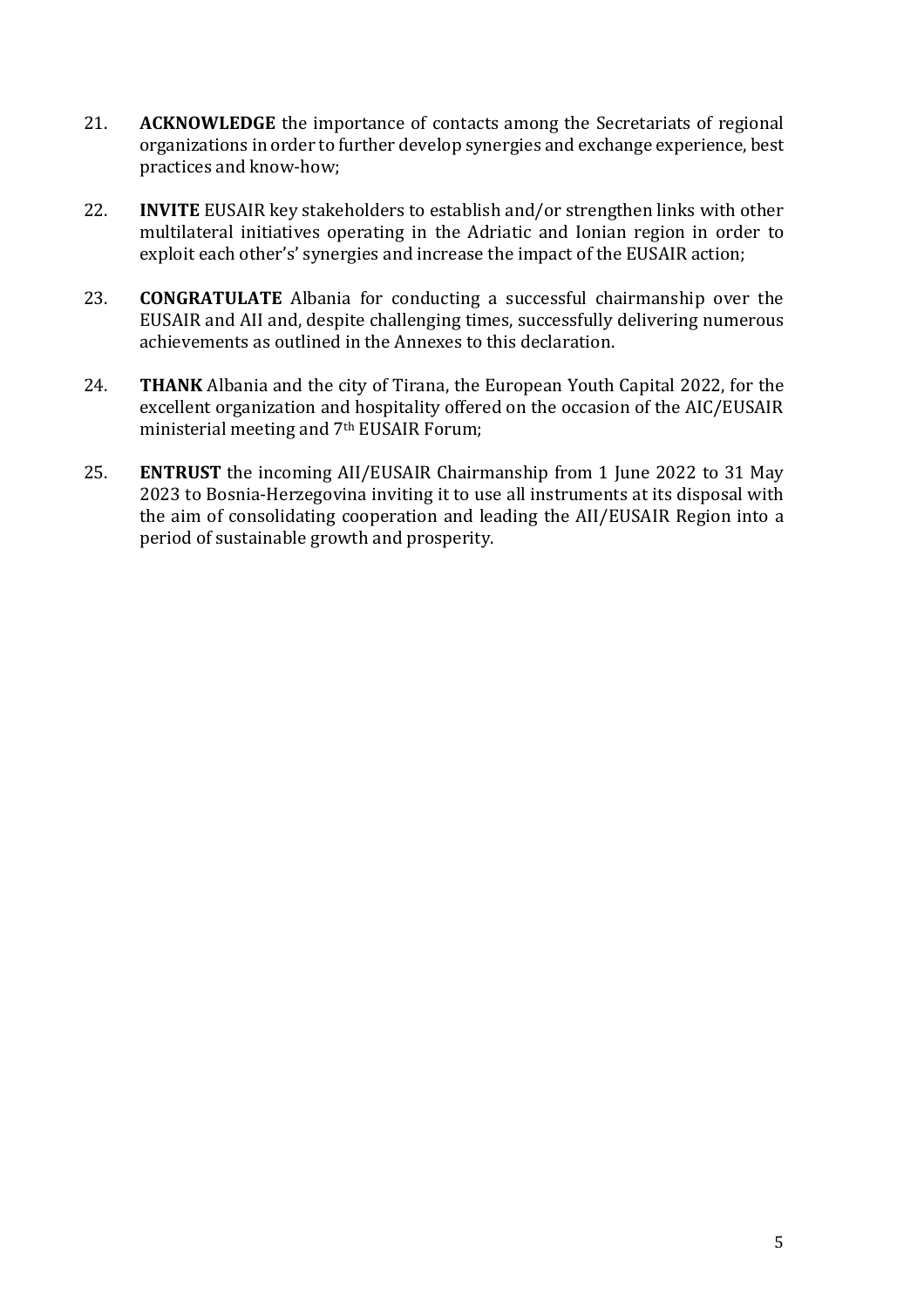21. **ACKNOWLEDGE** the importance of contacts among the Secretariats of regional organizations in order to further develop synergies and exchange experience, best practices and know-how;

22. **INVITE** EUSAIR key stakeholders to establish and/or strengthen links with other multilateral initiatives operating in the Adriatic and Ionian region in order to exploit each other's' synergies and increase the impact of the EUSAIR action;

23. **CONGRATULATE** Albania for conducting a successful chairmanship over the EUSAIR and AII and, despite challenging times, successfully delivering numerous achievements as outlined in the Annexes to this declaration.

24. **THANK** Albania and the city of Tirana, the European Youth Capital 2022, for the excellent organization and hospitality offered on the occasion of the AIC/EUSAIR ministerial meeting and 7th EUSAIR Forum;

25. **ENTRUST** the incoming AII/EUSAIR Chairmanship from 1 June 2022 to 31 May 2023 to Bosnia-Herzegovina inviting it to use all instruments at its disposal with the aim of consolidating cooperation and leading the AII/EUSAIR Region into a period of sustainable growth and prosperity.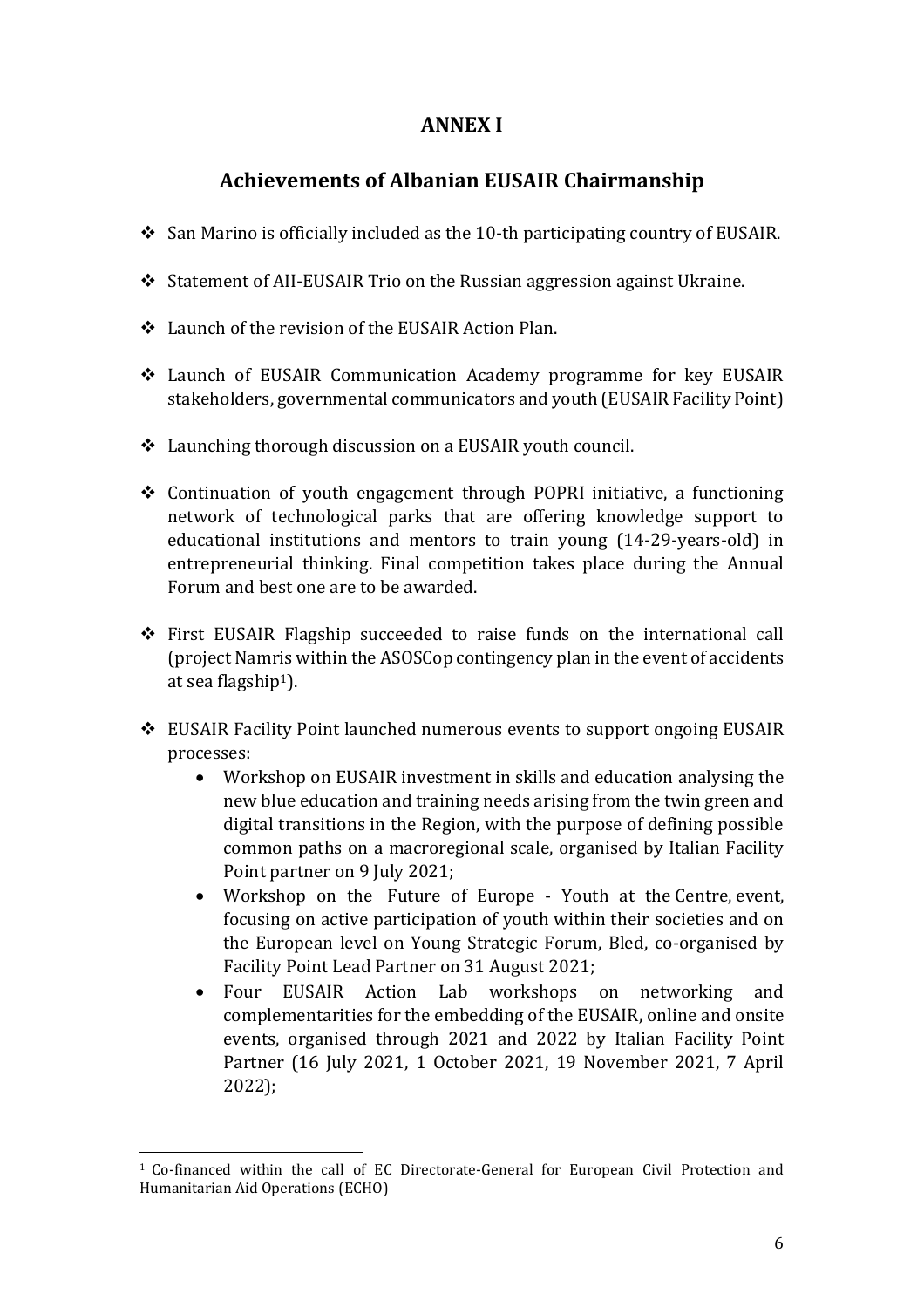# ANNEX I

## Achievements of Albanian EUSAIR Chairmanship

- San Marino is officially included as the 10-th participating country of EUSAIR.
- Statement of AII-EUSAIR Trio on the Russian aggression against Ukraine.
- Launch of the revision of the EUSAIR Action Plan.
- Launch of EUSAIR Communication Academy programme for key EUSAIR stakeholders, governmental communicators and youth (EUSAIR Facility Point)
- Launching thorough discussion on a EUSAIR youth council.
- Continuation of youth engagement through POPRI initiative, a functioning network of technological parks that are offering knowledge support to educational institutions and mentors to train young (14-29-years-old) in entrepreneurial thinking. Final competition takes place during the Annual Forum and best one are to be awarded.
- First EUSAIR Flagship succeeded to raise funds on the international call (project Namris within the ASOSCop contingency plan in the event of accidents at sea flagship[1]).
- EUSAIR Facility Point launched numerous events to support ongoing EUSAIR processes:
    - Workshop on EUSAIR investment in skills and education analysing the new blue education and training needs arising from the twin green and digital transitions in the Region, with the purpose of defining possible common paths on a macroregional scale, organised by Italian Facility Point partner on 9 July 2021;
    - Workshop on the Future of Europe - Youth at the Centre, event, focusing on active participation of youth within their societies and on the European level on Young Strategic Forum, Bled, co-organised by Facility Point Lead Partner on 31 August 2021;
    - Four EUSAIR Action Lab workshops on networking and complementarities for the embedding of the EUSAIR, online and onsite events, organised through 2021 and 2022 by Italian Facility Point Partner (16 July 2021, 1 October 2021, 19 November 2021, 7 April 2022);

[1] Co-financed within the call of EC Directorate-General for European Civil Protection and Humanitarian Aid Operations (ECHO)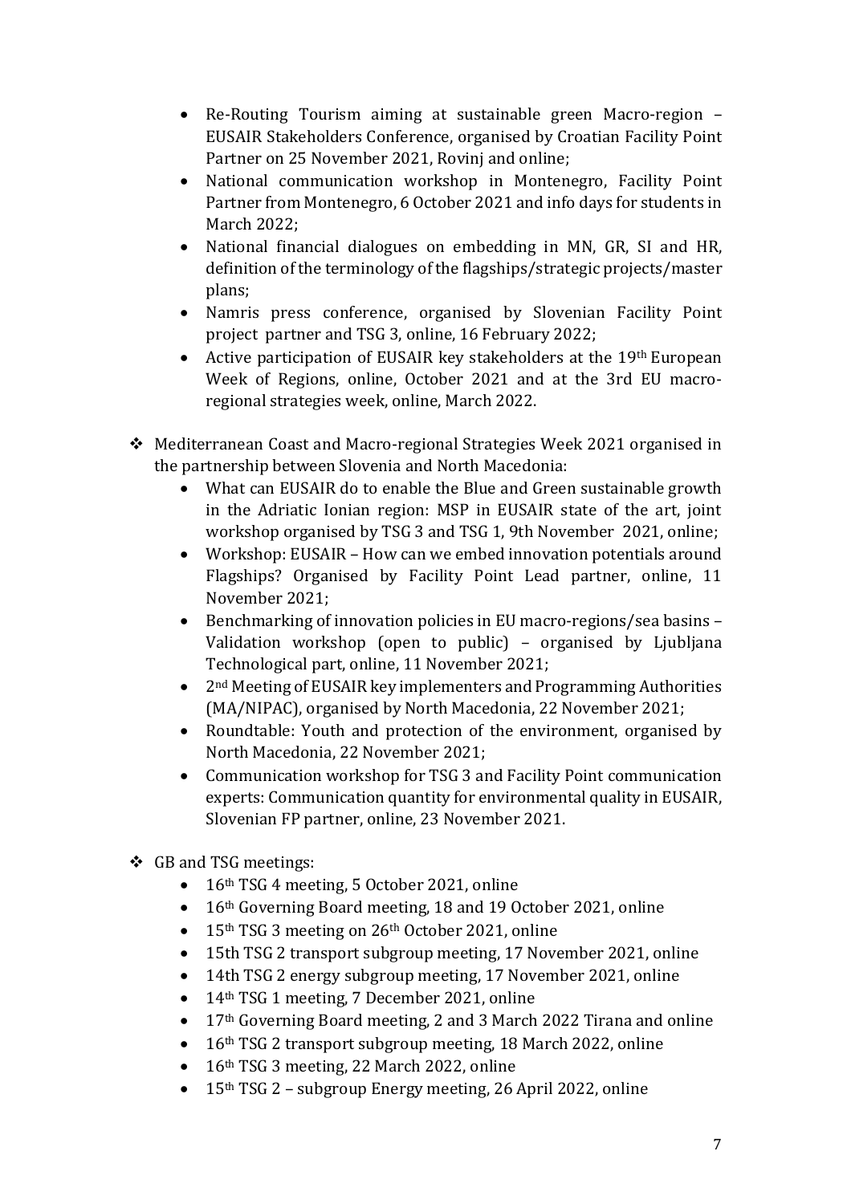- Re-Routing Tourism aiming at sustainable green Macro-region – EUSAIR Stakeholders Conference, organised by Croatian Facility Point Partner on 25 November 2021, Rovinj and online;
- National communication workshop in Montenegro, Facility Point Partner from Montenegro, 6 October 2021 and info days for students in March 2022;
- National financial dialogues on embedding in MN, GR, SI and HR, definition of the terminology of the flagships/strategic projects/master plans;
- Namris press conference, organised by Slovenian Facility Point project partner and TSG 3, online, 16 February 2022;
- Active participation of EUSAIR key stakeholders at the 19th European Week of Regions, online, October 2021 and at the 3rd EU macro-regional strategies week, online, March 2022.

❖ Mediterranean Coast and Macro-regional Strategies Week 2021 organised in the partnership between Slovenia and North Macedonia:
  - What can EUSAIR do to enable the Blue and Green sustainable growth in the Adriatic Ionian region: MSP in EUSAIR state of the art, joint workshop organised by TSG 3 and TSG 1, 9th November 2021, online;
  - Workshop: EUSAIR – How can we embed innovation potentials around Flagships? Organised by Facility Point Lead partner, online, 11 November 2021;
  - Benchmarking of innovation policies in EU macro-regions/sea basins – Validation workshop (open to public) – organised by Ljubljana Technological part, online, 11 November 2021;
  - 2nd Meeting of EUSAIR key implementers and Programming Authorities (MA/NIPAC), organised by North Macedonia, 22 November 2021;
  - Roundtable: Youth and protection of the environment, organised by North Macedonia, 22 November 2021;
  - Communication workshop for TSG 3 and Facility Point communication experts: Communication quantity for environmental quality in EUSAIR, Slovenian FP partner, online, 23 November 2021.

❖ GB and TSG meetings:
  - 16th TSG 4 meeting, 5 October 2021, online
  - 16th Governing Board meeting, 18 and 19 October 2021, online
  - 15th TSG 3 meeting on 26th October 2021, online
  - 15th TSG 2 transport subgroup meeting, 17 November 2021, online
  - 14th TSG 2 energy subgroup meeting, 17 November 2021, online
  - 14th TSG 1 meeting, 7 December 2021, online
  - 17th Governing Board meeting, 2 and 3 March 2022 Tirana and online
  - 16th TSG 2 transport subgroup meeting, 18 March 2022, online
  - 16th TSG 3 meeting, 22 March 2022, online
  - 15th TSG 2 – subgroup Energy meeting, 26 April 2022, online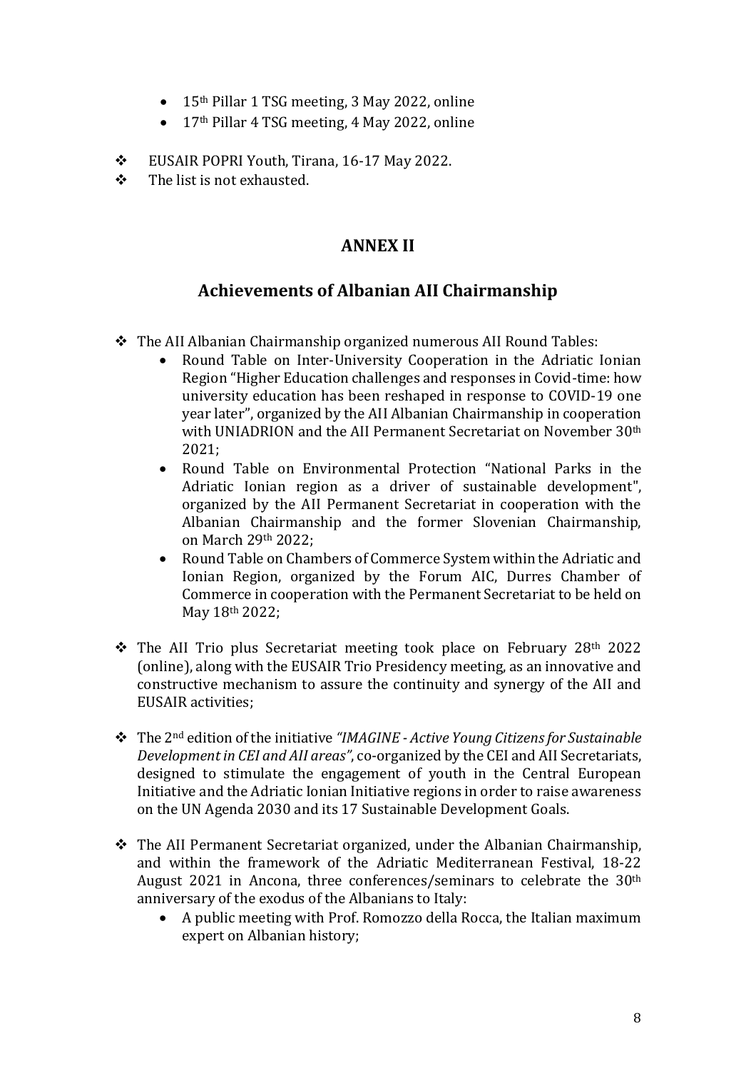- 15th Pillar 1 TSG meeting, 3 May 2022, online
- 17th Pillar 4 TSG meeting, 4 May 2022, online

- EUSAIR POPRI Youth, Tirana, 16-17 May 2022.
- The list is not exhausted.

## ANNEX II

## Achievements of Albanian AII Chairmanship

- The AII Albanian Chairmanship organized numerous AII Round Tables:
  - Round Table on Inter-University Cooperation in the Adriatic Ionian Region "Higher Education challenges and responses in Covid-time: how university education has been reshaped in response to COVID-19 one year later", organized by the AII Albanian Chairmanship in cooperation with UNIADRION and the AII Permanent Secretariat on November 30th 2021;
  - Round Table on Environmental Protection "National Parks in the Adriatic Ionian region as a driver of sustainable development", organized by the AII Permanent Secretariat in cooperation with the Albanian Chairmanship and the former Slovenian Chairmanship, on March 29th 2022;
  - Round Table on Chambers of Commerce System within the Adriatic and Ionian Region, organized by the Forum AIC, Durres Chamber of Commerce in cooperation with the Permanent Secretariat to be held on May 18th 2022;

- The AII Trio plus Secretariat meeting took place on February 28th 2022 (online), along with the EUSAIR Trio Presidency meeting, as an innovative and constructive mechanism to assure the continuity and synergy of the AII and EUSAIR activities;

- The 2nd edition of the initiative *"IMAGINE - Active Young Citizens for Sustainable Development in CEI and AII areas"*, co-organized by the CEI and AII Secretariats, designed to stimulate the engagement of youth in the Central European Initiative and the Adriatic Ionian Initiative regions in order to raise awareness on the UN Agenda 2030 and its 17 Sustainable Development Goals.

- The AII Permanent Secretariat organized, under the Albanian Chairmanship, and within the framework of the Adriatic Mediterranean Festival, 18-22 August 2021 in Ancona, three conferences/seminars to celebrate the 30th anniversary of the exodus of the Albanians to Italy:
  - A public meeting with Prof. Romozzo della Rocca, the Italian maximum expert on Albanian history;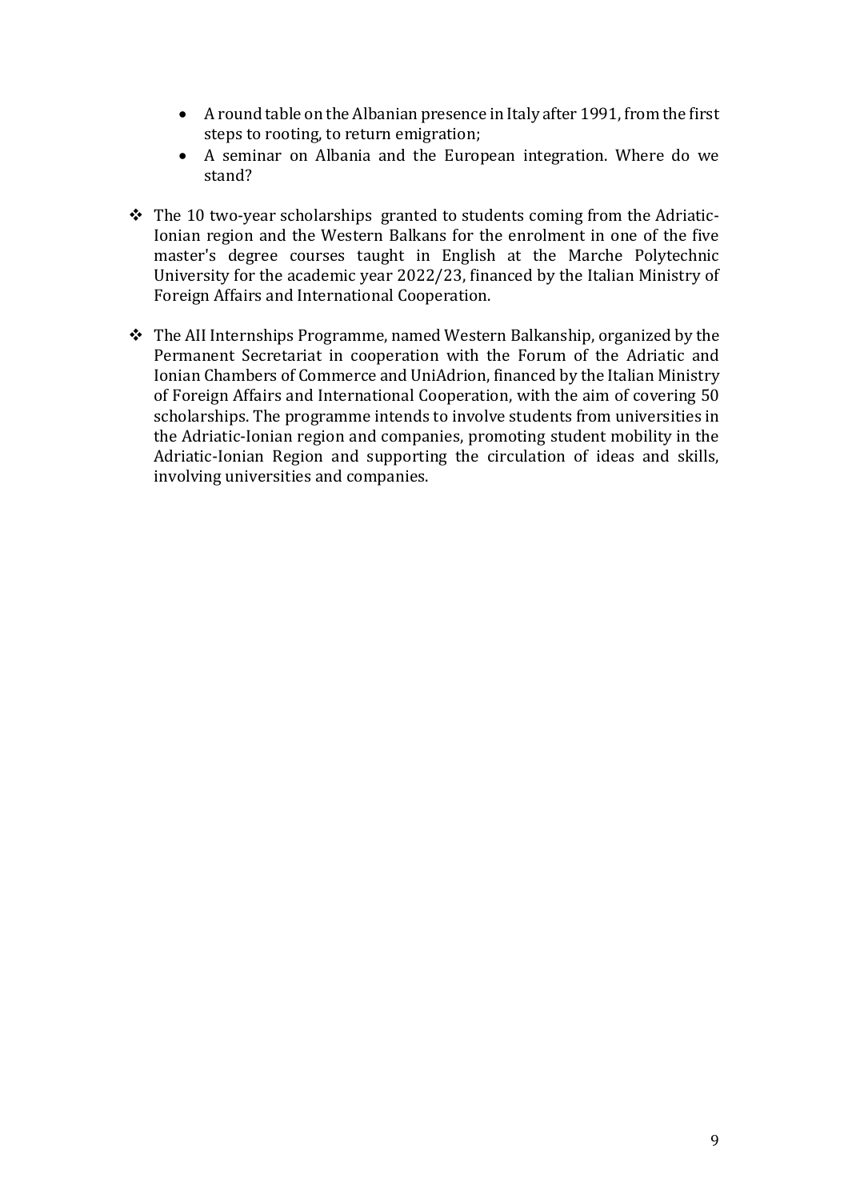- A round table on the Albanian presence in Italy after 1991, from the first steps to rooting, to return emigration;
- A seminar on Albania and the European integration. Where do we stand?

- The 10 two-year scholarships granted to students coming from the Adriatic-Ionian region and the Western Balkans for the enrolment in one of the five master's degree courses taught in English at the Marche Polytechnic University for the academic year 2022/23, financed by the Italian Ministry of Foreign Affairs and International Cooperation.

- The AII Internships Programme, named Western Balkanship, organized by the Permanent Secretariat in cooperation with the Forum of the Adriatic and Ionian Chambers of Commerce and UniAdrion, financed by the Italian Ministry of Foreign Affairs and International Cooperation, with the aim of covering 50 scholarships. The programme intends to involve students from universities in the Adriatic-Ionian region and companies, promoting student mobility in the Adriatic-Ionian Region and supporting the circulation of ideas and skills, involving universities and companies.